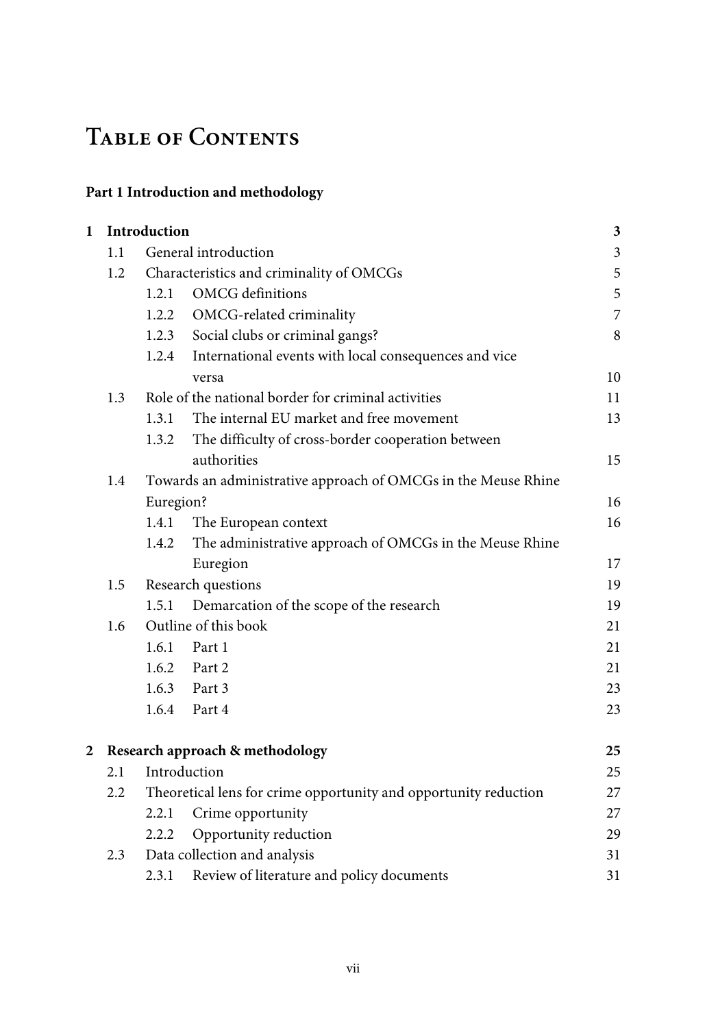# Table of Contents

**Part 1 Introduction and methodology**

| | | | |
|---|---|---|---|
| **1** | **Introduction** | | **3** |
| | 1.1 | General introduction | 3 |
| | 1.2 | Characteristics and criminality of OMCGs | 5 |
| | | 1.2.1 OMCG definitions | 5 |
| | | 1.2.2 OMCG-related criminality | 7 |
| | | 1.2.3 Social clubs or criminal gangs? | 8 |
| | | 1.2.4 International events with local consequences and vice versa | 10 |
| | 1.3 | Role of the national border for criminal activities | 11 |
| | | 1.3.1 The internal EU market and free movement | 13 |
| | | 1.3.2 The difficulty of cross-border cooperation between authorities | 15 |
| | 1.4 | Towards an administrative approach of OMCGs in the Meuse Rhine Euregion? | 16 |
| | | 1.4.1 The European context | 16 |
| | | 1.4.2 The administrative approach of OMCGs in the Meuse Rhine Euregion | 17 |
| | 1.5 | Research questions | 19 |
| | | 1.5.1 Demarcation of the scope of the research | 19 |
| | 1.6 | Outline of this book | 21 |
| | | 1.6.1 Part 1 | 21 |
| | | 1.6.2 Part 2 | 21 |
| | | 1.6.3 Part 3 | 23 |
| | | 1.6.4 Part 4 | 23 |
| **2** | **Research approach & methodology** | | **25** |
| | 2.1 | Introduction | 25 |
| | 2.2 | Theoretical lens for crime opportunity and opportunity reduction | 27 |
| | | 2.2.1 Crime opportunity | 27 |
| | | 2.2.2 Opportunity reduction | 29 |
| | 2.3 | Data collection and analysis | 31 |
| | | 2.3.1 Review of literature and policy documents | 31 |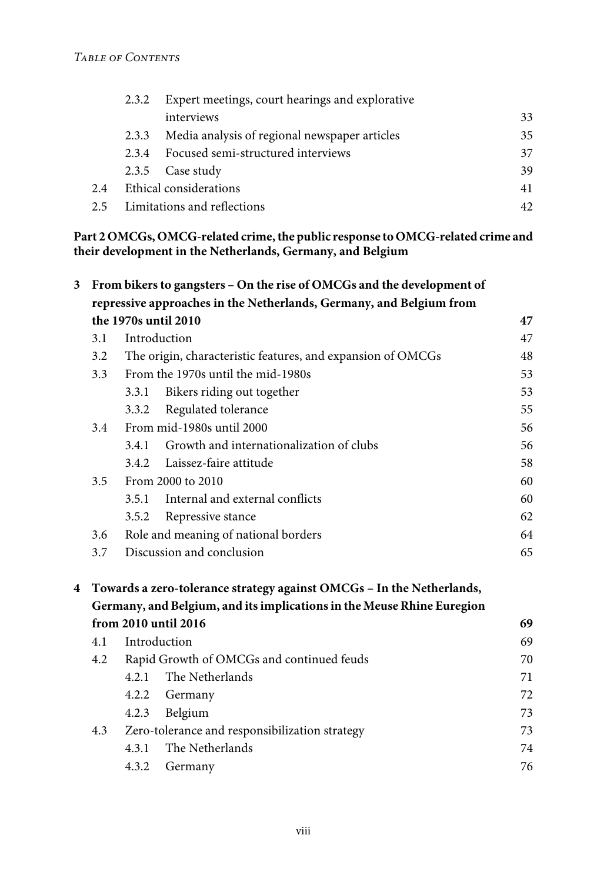- 2.3.2 Expert meetings, court hearings and explorative interviews 33
- 2.3.3 Media analysis of regional newspaper articles 35
- 2.3.4 Focused semi-structured interviews 37
- 2.3.5 Case study 39
- 2.4 Ethical considerations 41
- 2.5 Limitations and reflections 42

**Part 2 OMCGs, OMCG-related crime, the public response to OMCG-related crime and their development in the Netherlands, Germany, and Belgium**

**3 From bikers to gangsters – On the rise of OMCGs and the development of repressive approaches in the Netherlands, Germany, and Belgium from the 1970s until 2010 47**

- 3.1 Introduction 47
- 3.2 The origin, characteristic features, and expansion of OMCGs 48
- 3.3 From the 1970s until the mid-1980s 53
  - 3.3.1 Bikers riding out together 53
  - 3.3.2 Regulated tolerance 55
- 3.4 From mid-1980s until 2000 56
  - 3.4.1 Growth and internationalization of clubs 56
  - 3.4.2 Laissez-faire attitude 58
- 3.5 From 2000 to 2010 60
  - 3.5.1 Internal and external conflicts 60
  - 3.5.2 Repressive stance 62
- 3.6 Role and meaning of national borders 64
- 3.7 Discussion and conclusion 65

**4 Towards a zero-tolerance strategy against OMCGs – In the Netherlands, Germany, and Belgium, and its implications in the Meuse Rhine Euregion from 2010 until 2016 69**

- 4.1 Introduction 69
- 4.2 Rapid Growth of OMCGs and continued feuds 70
  - 4.2.1 The Netherlands 71
  - 4.2.2 Germany 72
  - 4.2.3 Belgium 73
- 4.3 Zero-tolerance and responsibilization strategy 73
  - 4.3.1 The Netherlands 74
  - 4.3.2 Germany 76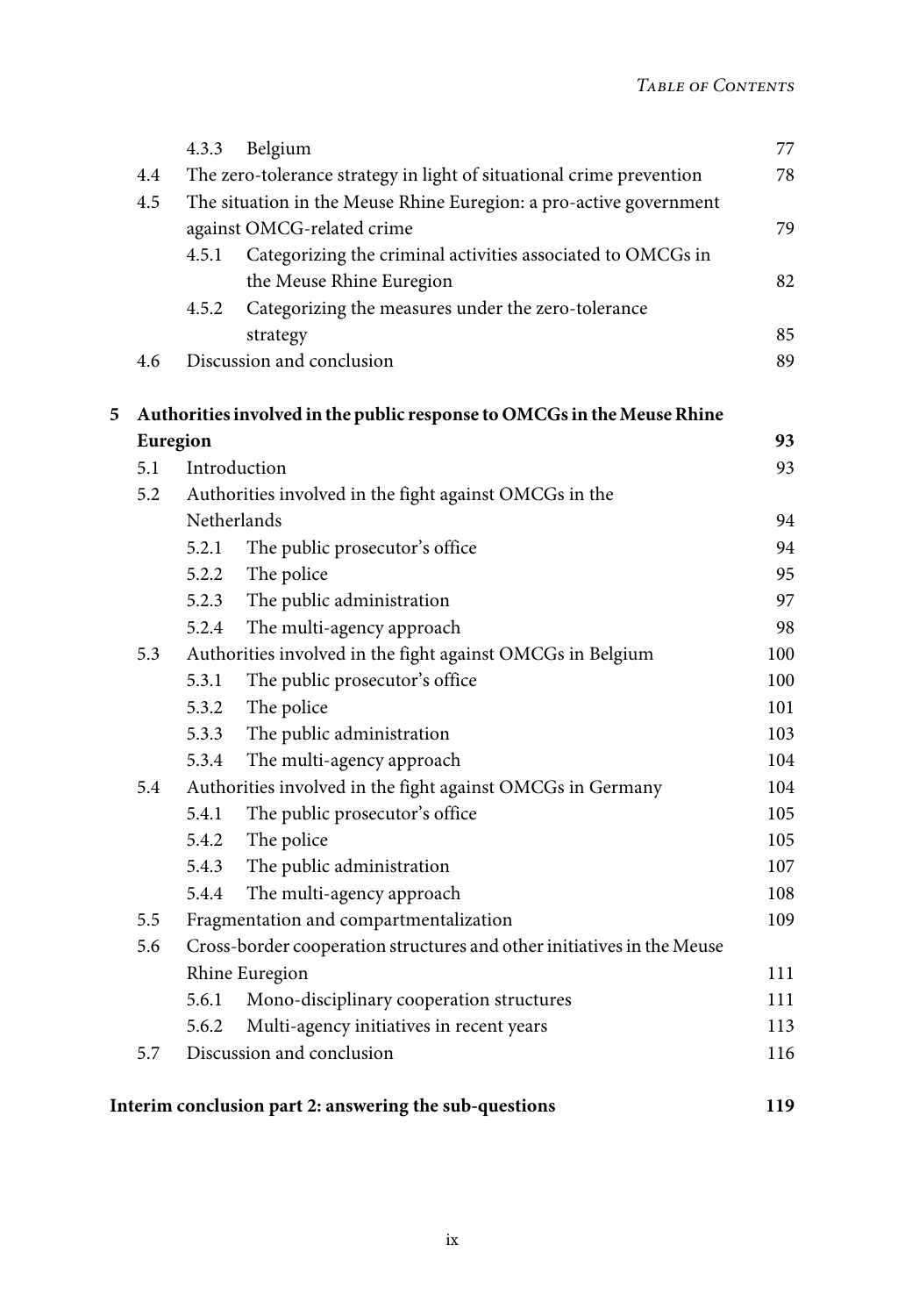|  |  |  |  |
|---|---|---|---|
|  | 4.3.3 | Belgium | 77 |
| 4.4 | The zero-tolerance strategy in light of situational crime prevention |  | 78 |
| 4.5 | The situation in the Meuse Rhine Euregion: a pro-active government against OMCG-related crime |  | 79 |
|  | 4.5.1 | Categorizing the criminal activities associated to OMCGs in the Meuse Rhine Euregion | 82 |
|  | 4.5.2 | Categorizing the measures under the zero-tolerance strategy | 85 |
| 4.6 | Discussion and conclusion |  | 89 |

**5 Authorities involved in the public response to OMCGs in the Meuse Rhine Euregion** **93**

|  |  |  |  |
|---|---|---|---|
| 5.1 | Introduction |  | 93 |
| 5.2 | Authorities involved in the fight against OMCGs in the Netherlands |  | 94 |
|  | 5.2.1 | The public prosecutor's office | 94 |
|  | 5.2.2 | The police | 95 |
|  | 5.2.3 | The public administration | 97 |
|  | 5.2.4 | The multi-agency approach | 98 |
| 5.3 | Authorities involved in the fight against OMCGs in Belgium |  | 100 |
|  | 5.3.1 | The public prosecutor's office | 100 |
|  | 5.3.2 | The police | 101 |
|  | 5.3.3 | The public administration | 103 |
|  | 5.3.4 | The multi-agency approach | 104 |
| 5.4 | Authorities involved in the fight against OMCGs in Germany |  | 104 |
|  | 5.4.1 | The public prosecutor's office | 105 |
|  | 5.4.2 | The police | 105 |
|  | 5.4.3 | The public administration | 107 |
|  | 5.4.4 | The multi-agency approach | 108 |
| 5.5 | Fragmentation and compartmentalization |  | 109 |
| 5.6 | Cross-border cooperation structures and other initiatives in the Meuse Rhine Euregion |  | 111 |
|  | 5.6.1 | Mono-disciplinary cooperation structures | 111 |
|  | 5.6.2 | Multi-agency initiatives in recent years | 113 |
| 5.7 | Discussion and conclusion |  | 116 |

**Interim conclusion part 2: answering the sub-questions** **119**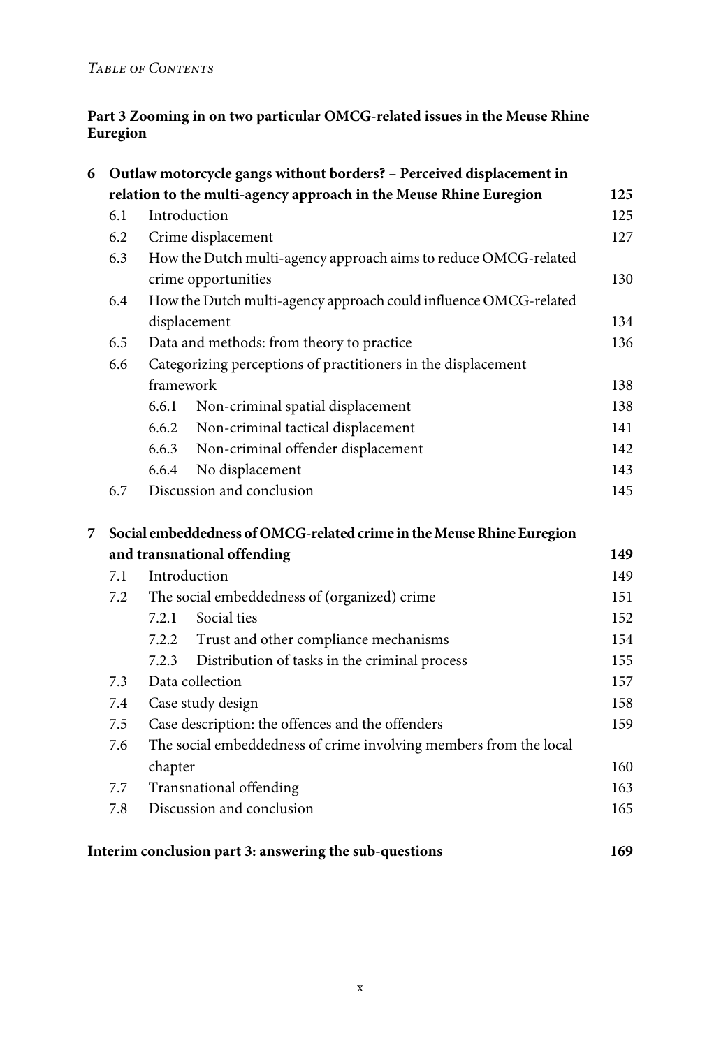**Part 3 Zooming in on two particular OMCG-related issues in the Meuse Rhine Euregion**

| | | | |
|---|---|---|---|
| **6** | **Outlaw motorcycle gangs without borders? – Perceived displacement in relation to the multi-agency approach in the Meuse Rhine Euregion** | | **125** |
| | 6.1 | Introduction | 125 |
| | 6.2 | Crime displacement | 127 |
| | 6.3 | How the Dutch multi-agency approach aims to reduce OMCG-related crime opportunities | 130 |
| | 6.4 | How the Dutch multi-agency approach could influence OMCG-related displacement | 134 |
| | 6.5 | Data and methods: from theory to practice | 136 |
| | 6.6 | Categorizing perceptions of practitioners in the displacement framework | 138 |
| | | 6.6.1 Non-criminal spatial displacement | 138 |
| | | 6.6.2 Non-criminal tactical displacement | 141 |
| | | 6.6.3 Non-criminal offender displacement | 142 |
| | | 6.6.4 No displacement | 143 |
| | 6.7 | Discussion and conclusion | 145 |
| **7** | **Social embeddedness of OMCG-related crime in the Meuse Rhine Euregion and transnational offending** | | **149** |
| | 7.1 | Introduction | 149 |
| | 7.2 | The social embeddedness of (organized) crime | 151 |
| | | 7.2.1 Social ties | 152 |
| | | 7.2.2 Trust and other compliance mechanisms | 154 |
| | | 7.2.3 Distribution of tasks in the criminal process | 155 |
| | 7.3 | Data collection | 157 |
| | 7.4 | Case study design | 158 |
| | 7.5 | Case description: the offences and the offenders | 159 |
| | 7.6 | The social embeddedness of crime involving members from the local chapter | 160 |
| | 7.7 | Transnational offending | 163 |
| | 7.8 | Discussion and conclusion | 165 |

**Interim conclusion part 3: answering the sub-questions** **169**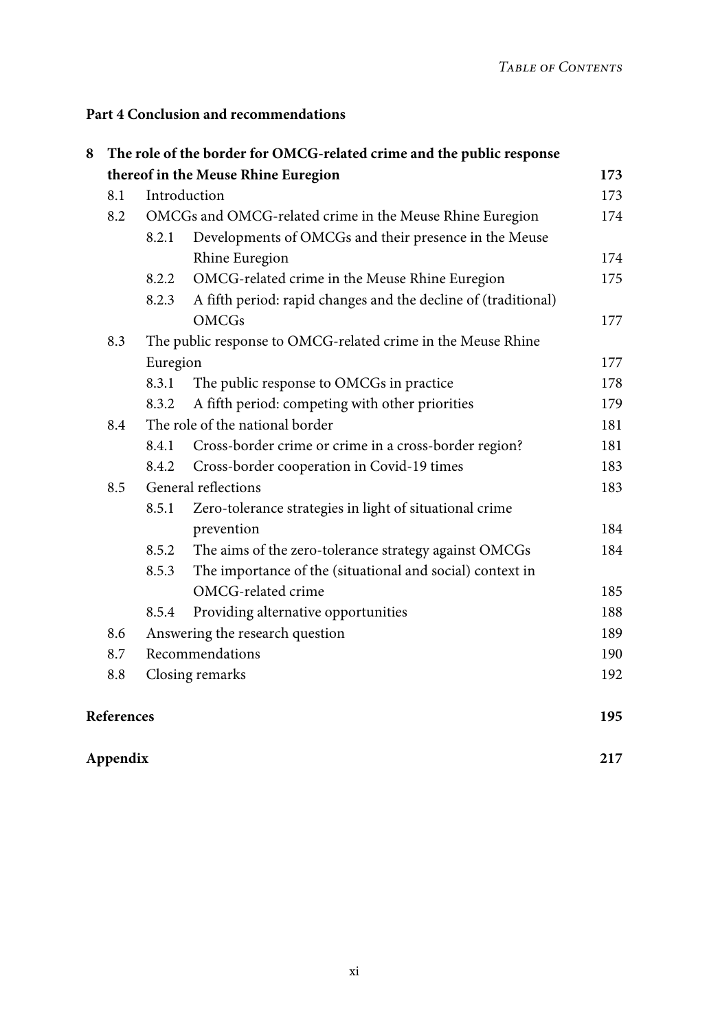**Part 4 Conclusion and recommendations**

| | | | |
|---|---|---|---|
| **8** | **The role of the border for OMCG-related crime and the public response thereof in the Meuse Rhine Euregion** | | **173** |
| | 8.1 | Introduction | 173 |
| | 8.2 | OMCGs and OMCG-related crime in the Meuse Rhine Euregion | 174 |
| | 8.2.1 | Developments of OMCGs and their presence in the Meuse Rhine Euregion | 174 |
| | 8.2.2 | OMCG-related crime in the Meuse Rhine Euregion | 175 |
| | 8.2.3 | A fifth period: rapid changes and the decline of (traditional) OMCGs | 177 |
| | 8.3 | The public response to OMCG-related crime in the Meuse Rhine Euregion | 177 |
| | 8.3.1 | The public response to OMCGs in practice | 178 |
| | 8.3.2 | A fifth period: competing with other priorities | 179 |
| | 8.4 | The role of the national border | 181 |
| | 8.4.1 | Cross-border crime or crime in a cross-border region? | 181 |
| | 8.4.2 | Cross-border cooperation in Covid-19 times | 183 |
| | 8.5 | General reflections | 183 |
| | 8.5.1 | Zero-tolerance strategies in light of situational crime prevention | 184 |
| | 8.5.2 | The aims of the zero-tolerance strategy against OMCGs | 184 |
| | 8.5.3 | The importance of the (situational and social) context in OMCG-related crime | 185 |
| | 8.5.4 | Providing alternative opportunities | 188 |
| | 8.6 | Answering the research question | 189 |
| | 8.7 | Recommendations | 190 |
| | 8.8 | Closing remarks | 192 |
| **References** | | | **195** |
| **Appendix** | | | **217** |